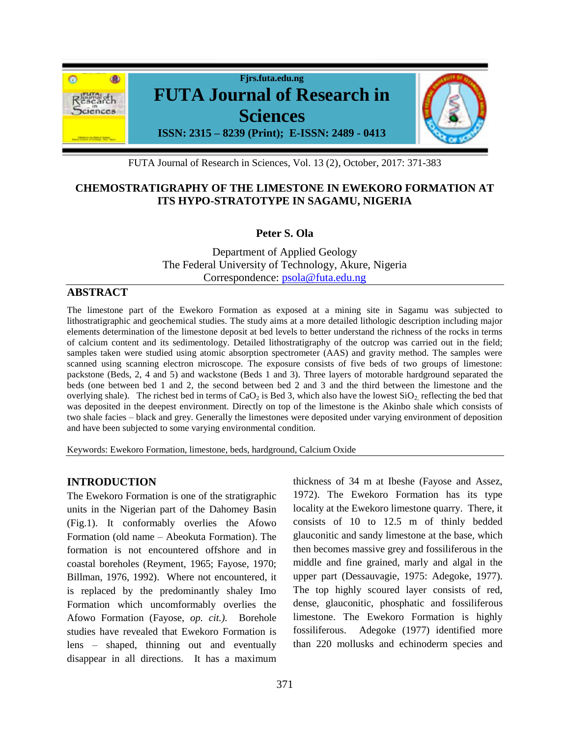# CHEMOSTRATIGRAPHY OF THE LIMESTONE IN EWEKORO FORMATION AT ITS HYPO-STRATOTYPE IN SAGAMU, NIGERIA

**Peter S. Ola**

Department of Applied Geology
The Federal University of Technology, Akure, Nigeria
Correspondence: psola@futa.edu.ng

## ABSTRACT

The limestone part of the Ewekoro Formation as exposed at a mining site in Sagamu was subjected to lithostratigraphic and geochemical studies. The study aims at a more detailed lithologic description including major elements determination of the limestone deposit at bed levels to better understand the richness of the rocks in terms of calcium content and its sedimentology. Detailed lithostratigraphy of the outcrop was carried out in the field; samples taken were studied using atomic absorption spectrometer (AAS) and gravity method. The samples were scanned using scanning electron microscope. The exposure consists of five beds of two groups of limestone: packstone (Beds, 2, 4 and 5) and wackstone (Beds 1 and 3). Three layers of motorable hardground separated the beds (one between bed 1 and 2, the second between bed 2 and 3 and the third between the limestone and the overlying shale). The richest bed in terms of $CaO_2$ is Bed 3, which also have the lowest $SiO_2$, reflecting the bed that was deposited in the deepest environment. Directly on top of the limestone is the Akinbo shale which consists of two shale facies – black and grey. Generally the limestones were deposited under varying environment of deposition and have been subjected to some varying environmental condition.

Keywords: Ewekoro Formation, limestone, beds, hardground, Calcium Oxide

## INTRODUCTION

The Ewekoro Formation is one of the stratigraphic units in the Nigerian part of the Dahomey Basin (Fig.1). It conformably overlies the Afowo Formation (old name – Abeokuta Formation). The formation is not encountered offshore and in coastal boreholes (Reyment, 1965; Fayose, 1970; Billman, 1976, 1992). Where not encountered, it is replaced by the predominantly shaley Imo Formation which uncomformably overlies the Afowo Formation (Fayose, *op. cit.).* Borehole studies have revealed that Ewekoro Formation is lens – shaped, thinning out and eventually disappear in all directions. It has a maximum thickness of 34 m at Ibeshe (Fayose and Assez, 1972). The Ewekoro Formation has its type locality at the Ewekoro limestone quarry. There, it consists of 10 to 12.5 m of thinly bedded glauconitic and sandy limestone at the base, which then becomes massive grey and fossiliferous in the middle and fine grained, marly and algal in the upper part (Dessauvagie, 1975: Adegoke, 1977). The top highly scoured layer consists of red, dense, glauconitic, phosphatic and fossiliferous limestone. The Ewekoro Formation is highly fossiliferous. Adegoke (1977) identified more than 220 mollusks and echinoderm species and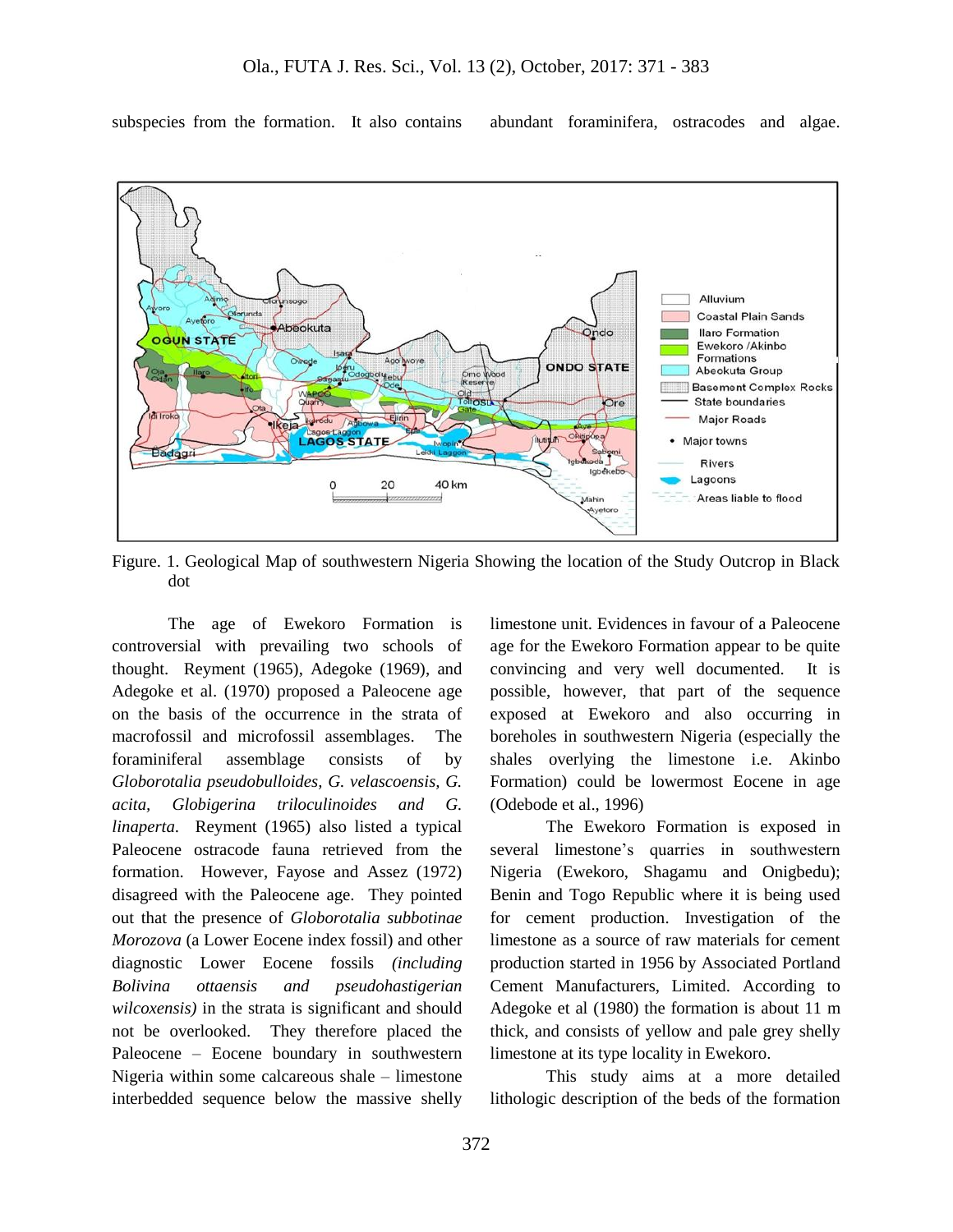subspecies from the formation. It also contains abundant foraminifera, ostracodes and algae.

Figure. 1. Geological Map of southwestern Nigeria Showing the location of the Study Outcrop in Black dot

The age of Ewekoro Formation is controversial with prevailing two schools of thought. Reyment (1965), Adegoke (1969), and Adegoke et al. (1970) proposed a Paleocene age on the basis of the occurrence in the strata of macrofossil and microfossil assemblages. The foraminiferal assemblage consists of by *Globorotalia pseudobulloides, G. velascoensis, G. acita, Globigerina triloculinoides and G. linaperta*. Reyment (1965) also listed a typical Paleocene ostracode fauna retrieved from the formation. However, Fayose and Assez (1972) disagreed with the Paleocene age. They pointed out that the presence of *Globorotalia subbotinae Morozova* (a Lower Eocene index fossil) and other diagnostic Lower Eocene fossils *(including Bolivina ottaensis and pseudohastigerian wilcoxensis)* in the strata is significant and should not be overlooked. They therefore placed the Paleocene – Eocene boundary in southwestern Nigeria within some calcareous shale – limestone interbedded sequence below the massive shelly limestone unit. Evidences in favour of a Paleocene age for the Ewekoro Formation appear to be quite convincing and very well documented. It is possible, however, that part of the sequence exposed at Ewekoro and also occurring in boreholes in southwestern Nigeria (especially the shales overlying the limestone i.e. Akinbo Formation) could be lowermost Eocene in age (Odebode et al., 1996)

The Ewekoro Formation is exposed in several limestone's quarries in southwestern Nigeria (Ewekoro, Shagamu and Onigbedu); Benin and Togo Republic where it is being used for cement production. Investigation of the limestone as a source of raw materials for cement production started in 1956 by Associated Portland Cement Manufacturers, Limited. According to Adegoke et al (1980) the formation is about 11 m thick, and consists of yellow and pale grey shelly limestone at its type locality in Ewekoro.

This study aims at a more detailed lithologic description of the beds of the formation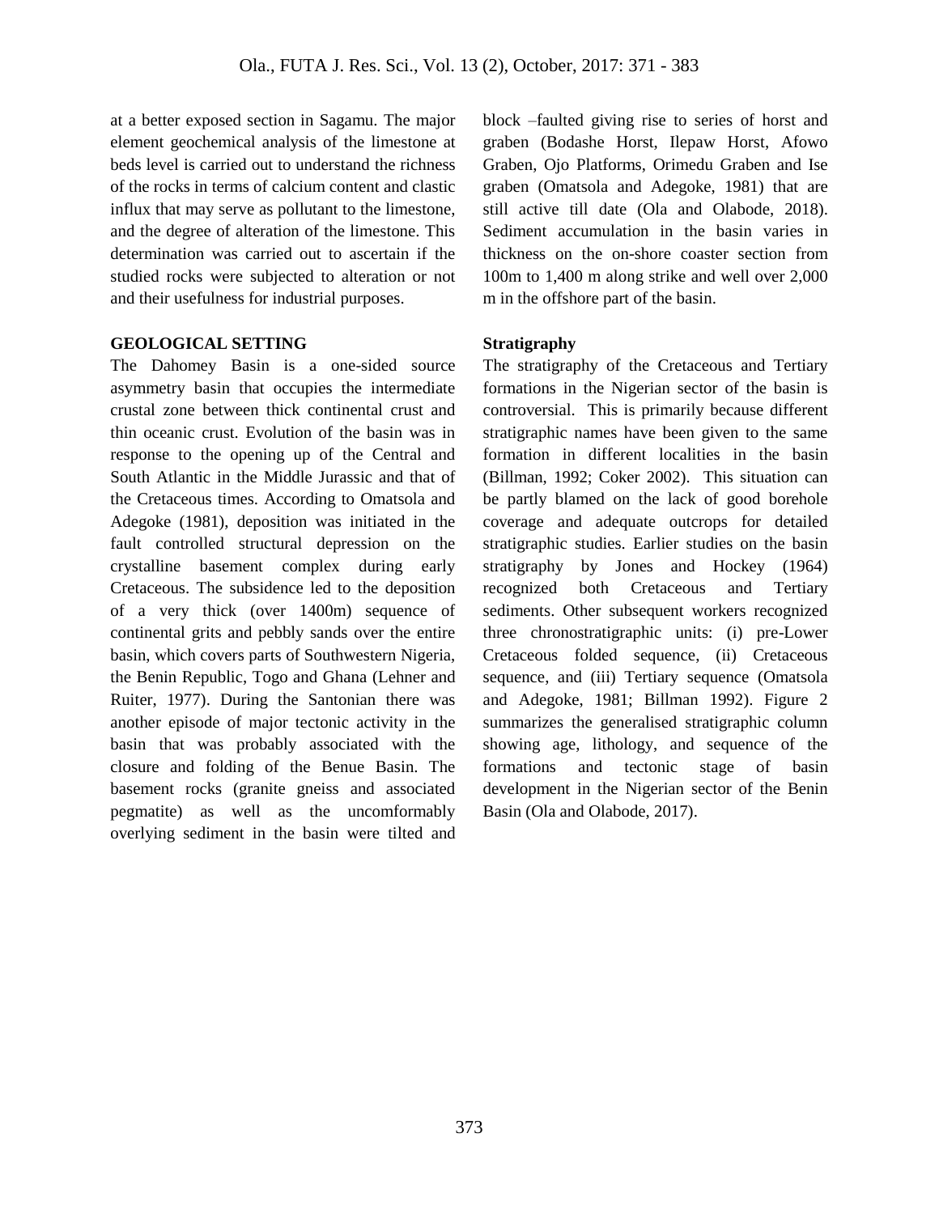at a better exposed section in Sagamu. The major element geochemical analysis of the limestone at beds level is carried out to understand the richness of the rocks in terms of calcium content and clastic influx that may serve as pollutant to the limestone, and the degree of alteration of the limestone. This determination was carried out to ascertain if the studied rocks were subjected to alteration or not and their usefulness for industrial purposes.

## GEOLOGICAL SETTING

The Dahomey Basin is a one-sided source asymmetry basin that occupies the intermediate crustal zone between thick continental crust and thin oceanic crust. Evolution of the basin was in response to the opening up of the Central and South Atlantic in the Middle Jurassic and that of the Cretaceous times. According to Omatsola and Adegoke (1981), deposition was initiated in the fault controlled structural depression on the crystalline basement complex during early Cretaceous. The subsidence led to the deposition of a very thick (over 1400m) sequence of continental grits and pebbly sands over the entire basin, which covers parts of Southwestern Nigeria, the Benin Republic, Togo and Ghana (Lehner and Ruiter, 1977). During the Santonian there was another episode of major tectonic activity in the basin that was probably associated with the closure and folding of the Benue Basin. The basement rocks (granite gneiss and associated pegmatite) as well as the uncomformably overlying sediment in the basin were tilted and block –faulted giving rise to series of horst and graben (Bodashe Horst, Ilepaw Horst, Afowo Graben, Ojo Platforms, Orimedu Graben and Ise graben (Omatsola and Adegoke, 1981) that are still active till date (Ola and Olabode, 2018). Sediment accumulation in the basin varies in thickness on the on-shore coaster section from 100m to 1,400 m along strike and well over 2,000 m in the offshore part of the basin.

### Stratigraphy

The stratigraphy of the Cretaceous and Tertiary formations in the Nigerian sector of the basin is controversial. This is primarily because different stratigraphic names have been given to the same formation in different localities in the basin (Billman, 1992; Coker 2002). This situation can be partly blamed on the lack of good borehole coverage and adequate outcrops for detailed stratigraphic studies. Earlier studies on the basin stratigraphy by Jones and Hockey (1964) recognized both Cretaceous and Tertiary sediments. Other subsequent workers recognized three chronostratigraphic units: (i) pre-Lower Cretaceous folded sequence, (ii) Cretaceous sequence, and (iii) Tertiary sequence (Omatsola and Adegoke, 1981; Billman 1992). Figure 2 summarizes the generalised stratigraphic column showing age, lithology, and sequence of the formations and tectonic stage of basin development in the Nigerian sector of the Benin Basin (Ola and Olabode, 2017).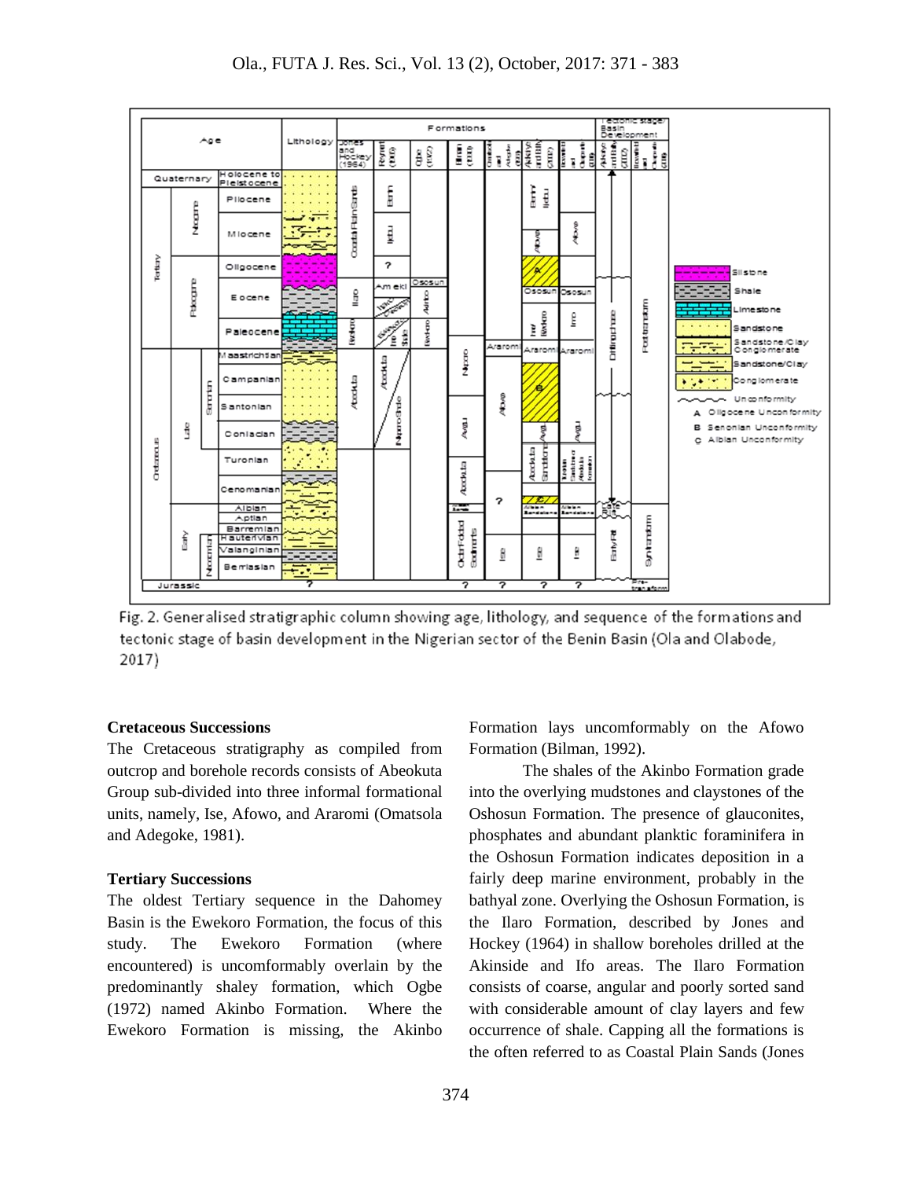Fig. 2. Generalised stratigraphic column showing age, lithology, and sequence of the formations and tectonic stage of basin development in the Nigerian sector of the Benin Basin (Ola and Olabode, 2017)

### Cretaceous Successions

The Cretaceous stratigraphy as compiled from outcrop and borehole records consists of Abeokuta Group sub-divided into three informal formational units, namely, Ise, Afowo, and Araromi (Omatsola and Adegoke, 1981).

### Tertiary Successions

The oldest Tertiary sequence in the Dahomey Basin is the Ewekoro Formation, the focus of this study. The Ewekoro Formation (where encountered) is uncomformably overlain by the predominantly shaley formation, which Ogbe (1972) named Akinbo Formation. Where the Ewekoro Formation is missing, the Akinbo Formation lays uncomformably on the Afowo Formation (Bilman, 1992).

The shales of the Akinbo Formation grade into the overlying mudstones and claystones of the Oshosun Formation. The presence of glauconites, phosphates and abundant planktic foraminifera in the Oshosun Formation indicates deposition in a fairly deep marine environment, probably in the bathyal zone. Overlying the Oshosun Formation, is the Ilaro Formation, described by Jones and Hockey (1964) in shallow boreholes drilled at the Akinside and Ifo areas. The Ilaro Formation consists of coarse, angular and poorly sorted sand with considerable amount of clay layers and few occurrence of shale. Capping all the formations is the often referred to as Coastal Plain Sands (Jones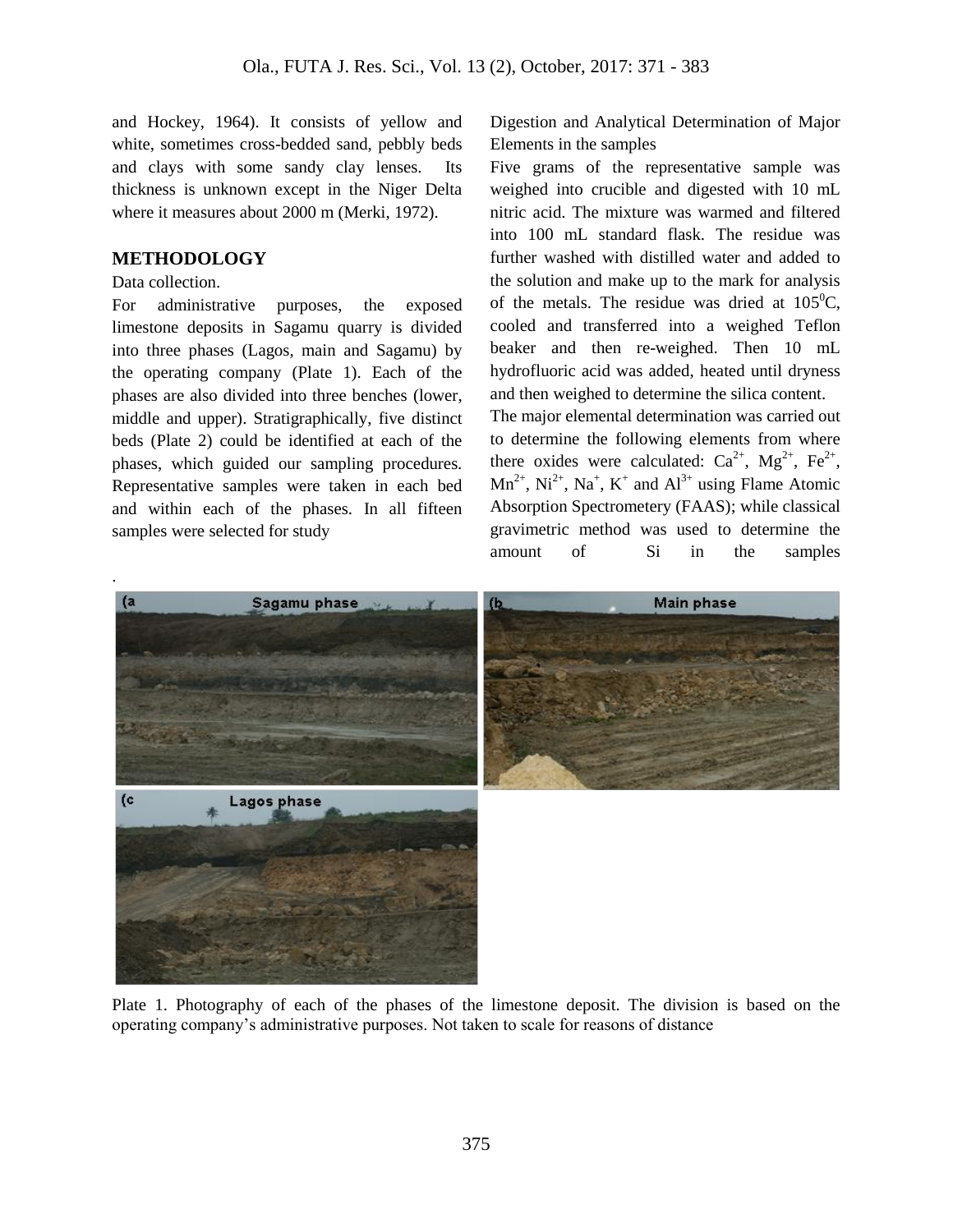and Hockey, 1964). It consists of yellow and white, sometimes cross-bedded sand, pebbly beds and clays with some sandy clay lenses. Its thickness is unknown except in the Niger Delta where it measures about 2000 m (Merki, 1972).

## METHODOLOGY

Data collection.

For administrative purposes, the exposed limestone deposits in Sagamu quarry is divided into three phases (Lagos, main and Sagamu) by the operating company (Plate 1). Each of the phases are also divided into three benches (lower, middle and upper). Stratigraphically, five distinct beds (Plate 2) could be identified at each of the phases, which guided our sampling procedures. Representative samples were taken in each bed and within each of the phases. In all fifteen samples were selected for study

Digestion and Analytical Determination of Major Elements in the samples

Five grams of the representative sample was weighed into crucible and digested with 10 mL nitric acid. The mixture was warmed and filtered into 100 mL standard flask. The residue was further washed with distilled water and added to the solution and make up to the mark for analysis of the metals. The residue was dried at $105^0$C, cooled and transferred into a weighed Teflon beaker and then re-weighed. Then 10 mL hydrofluoric acid was added, heated until dryness and then weighed to determine the silica content.

The major elemental determination was carried out to determine the following elements from where there oxides were calculated: $Ca^{2+}$, $Mg^{2+}$, $Fe^{2+}$, $Mn^{2+}$, $Ni^{2+}$, $Na^{+}$, $K^{+}$ and $Al^{3+}$ using Flame Atomic Absorption Spectrometery (FAAS); while classical gravimetric method was used to determine the amount of Si in the samples

Plate 1. Photography of each of the phases of the limestone deposit. The division is based on the operating company's administrative purposes. Not taken to scale for reasons of distance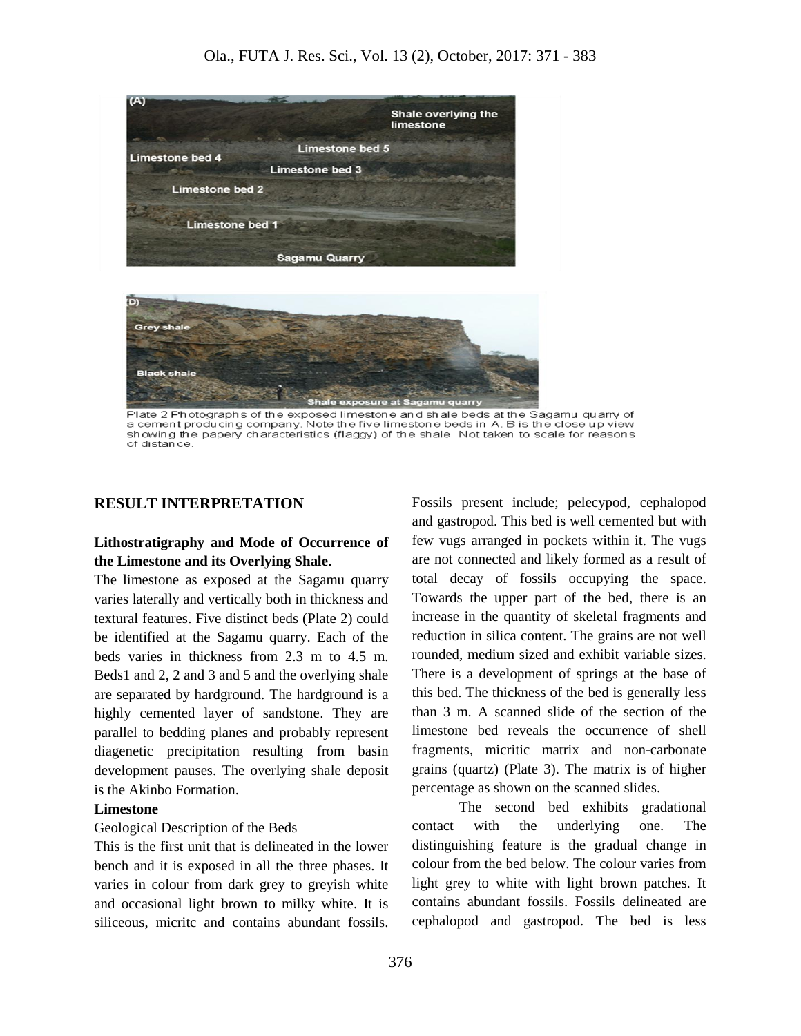Plate 2 Photographs of the exposed limestone and shale beds at the Sagamu quarry of a cement producing company. Note the five limestone beds in A. B is the close up view showing the papery characteristics (flaggy) of the shale Not taken to scale for reasons of distance.

## RESULT INTERPRETATION

### Lithostratigraphy and Mode of Occurrence of the Limestone and its Overlying Shale.

The limestone as exposed at the Sagamu quarry varies laterally and vertically both in thickness and textural features. Five distinct beds (Plate 2) could be identified at the Sagamu quarry. Each of the beds varies in thickness from 2.3 m to 4.5 m. Beds1 and 2, 2 and 3 and 5 and the overlying shale are separated by hardground. The hardground is a highly cemented layer of sandstone. They are parallel to bedding planes and probably represent diagenetic precipitation resulting from basin development pauses. The overlying shale deposit is the Akinbo Formation.

**Limestone**

Geological Description of the Beds

This is the first unit that is delineated in the lower bench and it is exposed in all the three phases. It varies in colour from dark grey to greyish white and occasional light brown to milky white. It is siliceous, micritc and contains abundant fossils. Fossils present include; pelecypod, cephalopod and gastropod. This bed is well cemented but with few vugs arranged in pockets within it. The vugs are not connected and likely formed as a result of total decay of fossils occupying the space. Towards the upper part of the bed, there is an increase in the quantity of skeletal fragments and reduction in silica content. The grains are not well rounded, medium sized and exhibit variable sizes. There is a development of springs at the base of this bed. The thickness of the bed is generally less than 3 m. A scanned slide of the section of the limestone bed reveals the occurrence of shell fragments, micritic matrix and non-carbonate grains (quartz) (Plate 3). The matrix is of higher percentage as shown on the scanned slides.

The second bed exhibits gradational contact with the underlying one. The distinguishing feature is the gradual change in colour from the bed below. The colour varies from light grey to white with light brown patches. It contains abundant fossils. Fossils delineated are cephalopod and gastropod. The bed is less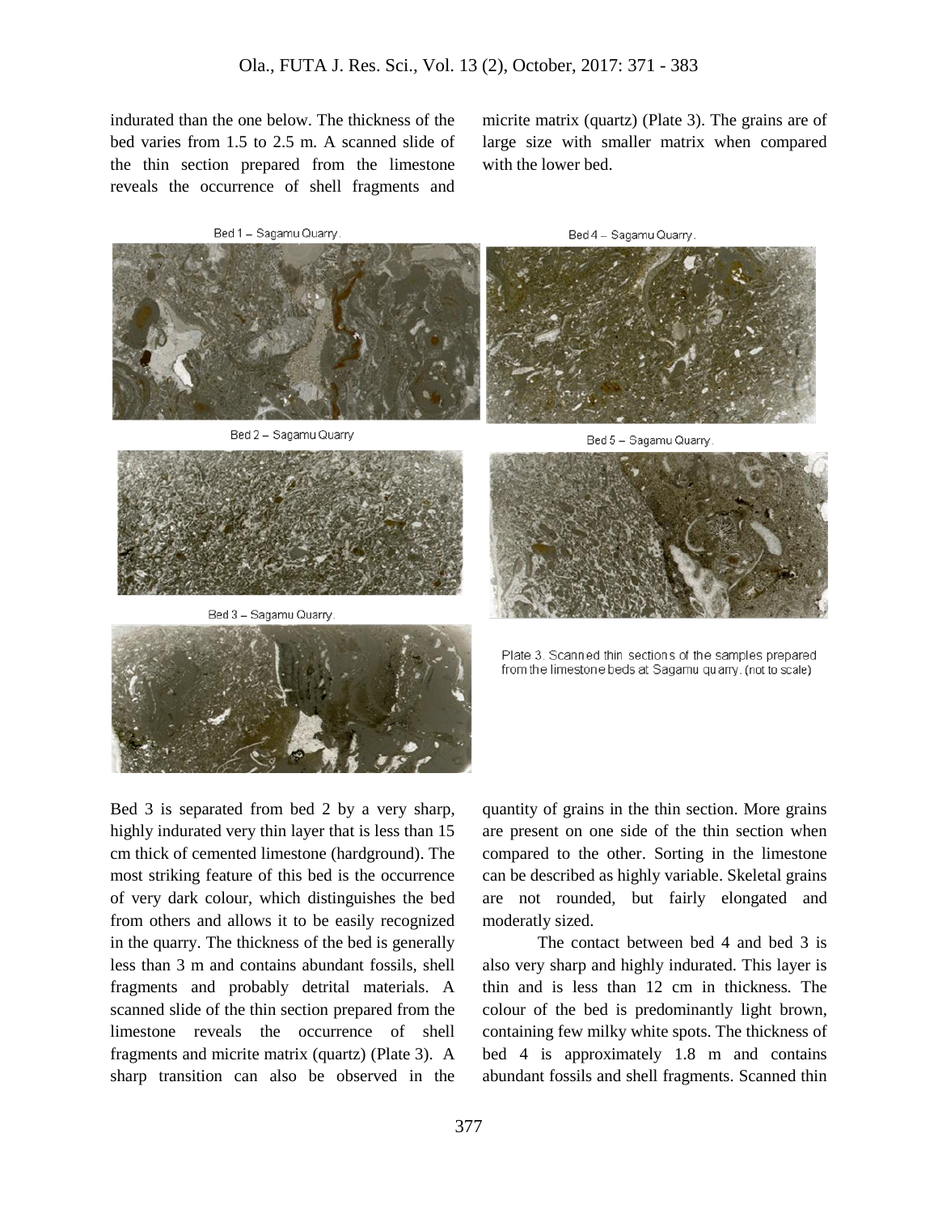indurated than the one below. The thickness of the bed varies from 1.5 to 2.5 m. A scanned slide of the thin section prepared from the limestone reveals the occurrence of shell fragments and micrite matrix (quartz) (Plate 3). The grains are of large size with smaller matrix when compared with the lower bed.

Bed 1 – Sagamu Quarry.

Bed 2 – Sagamu Quarry

Bed 3 – Sagamu Quarry.

Bed 4 – Sagamu Quarry.

Bed 5 – Sagamu Quarry.

Plate 3. Scanned thin sections of the samples prepared from the limestone beds at Sagamu quarry. (not to scale)

Bed 3 is separated from bed 2 by a very sharp, highly indurated very thin layer that is less than 15 cm thick of cemented limestone (hardground). The most striking feature of this bed is the occurrence of very dark colour, which distinguishes the bed from others and allows it to be easily recognized in the quarry. The thickness of the bed is generally less than 3 m and contains abundant fossils, shell fragments and probably detrital materials. A scanned slide of the thin section prepared from the limestone reveals the occurrence of shell fragments and micrite matrix (quartz) (Plate 3). A sharp transition can also be observed in the quantity of grains in the thin section. More grains are present on one side of the thin section when compared to the other. Sorting in the limestone can be described as highly variable. Skeletal grains are not rounded, but fairly elongated and moderatly sized.

The contact between bed 4 and bed 3 is also very sharp and highly indurated. This layer is thin and is less than 12 cm in thickness. The colour of the bed is predominantly light brown, containing few milky white spots. The thickness of bed 4 is approximately 1.8 m and contains abundant fossils and shell fragments. Scanned thin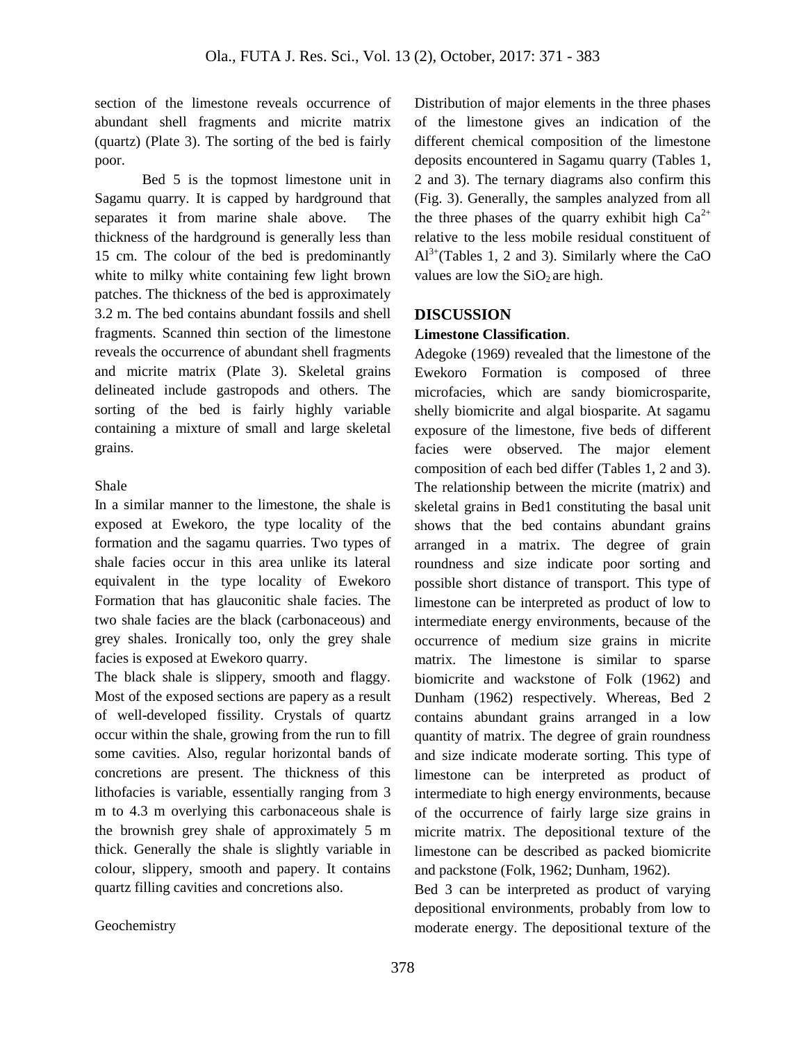section of the limestone reveals occurrence of abundant shell fragments and micrite matrix (quartz) (Plate 3). The sorting of the bed is fairly poor.

Bed 5 is the topmost limestone unit in Sagamu quarry. It is capped by hardground that separates it from marine shale above. The thickness of the hardground is generally less than 15 cm. The colour of the bed is predominantly white to milky white containing few light brown patches. The thickness of the bed is approximately 3.2 m. The bed contains abundant fossils and shell fragments. Scanned thin section of the limestone reveals the occurrence of abundant shell fragments and micrite matrix (Plate 3). Skeletal grains delineated include gastropods and others. The sorting of the bed is fairly highly variable containing a mixture of small and large skeletal grains.

Shale

In a similar manner to the limestone, the shale is exposed at Ewekoro, the type locality of the formation and the sagamu quarries. Two types of shale facies occur in this area unlike its lateral equivalent in the type locality of Ewekoro Formation that has glauconitic shale facies. The two shale facies are the black (carbonaceous) and grey shales. Ironically too, only the grey shale facies is exposed at Ewekoro quarry.

The black shale is slippery, smooth and flaggy. Most of the exposed sections are papery as a result of well-developed fissility. Crystals of quartz occur within the shale, growing from the run to fill some cavities. Also, regular horizontal bands of concretions are present. The thickness of this lithofacies is variable, essentially ranging from 3 m to 4.3 m overlying this carbonaceous shale is the brownish grey shale of approximately 5 m thick. Generally the shale is slightly variable in colour, slippery, smooth and papery. It contains quartz filling cavities and concretions also.

Geochemistry

Distribution of major elements in the three phases of the limestone gives an indication of the different chemical composition of the limestone deposits encountered in Sagamu quarry (Tables 1, 2 and 3). The ternary diagrams also confirm this (Fig. 3). Generally, the samples analyzed from all the three phases of the quarry exhibit high $Ca^{2+}$ relative to the less mobile residual constituent of $Al^{3+}$(Tables 1, 2 and 3). Similarly where the CaO values are low the $SiO_2$ are high.

## DISCUSSION

**Limestone Classification**.

Adegoke (1969) revealed that the limestone of the Ewekoro Formation is composed of three microfacies, which are sandy biomicrosparite, shelly biomicrite and algal biosparite. At sagamu exposure of the limestone, five beds of different facies were observed. The major element composition of each bed differ (Tables 1, 2 and 3). The relationship between the micrite (matrix) and skeletal grains in Bed1 constituting the basal unit shows that the bed contains abundant grains arranged in a matrix. The degree of grain roundness and size indicate poor sorting and possible short distance of transport. This type of limestone can be interpreted as product of low to intermediate energy environments, because of the occurrence of medium size grains in micrite matrix. The limestone is similar to sparse biomicrite and wackstone of Folk (1962) and Dunham (1962) respectively. Whereas, Bed 2 contains abundant grains arranged in a low quantity of matrix. The degree of grain roundness and size indicate moderate sorting. This type of limestone can be interpreted as product of intermediate to high energy environments, because of the occurrence of fairly large size grains in micrite matrix. The depositional texture of the limestone can be described as packed biomicrite and packstone (Folk, 1962; Dunham, 1962).

Bed 3 can be interpreted as product of varying depositional environments, probably from low to moderate energy. The depositional texture of the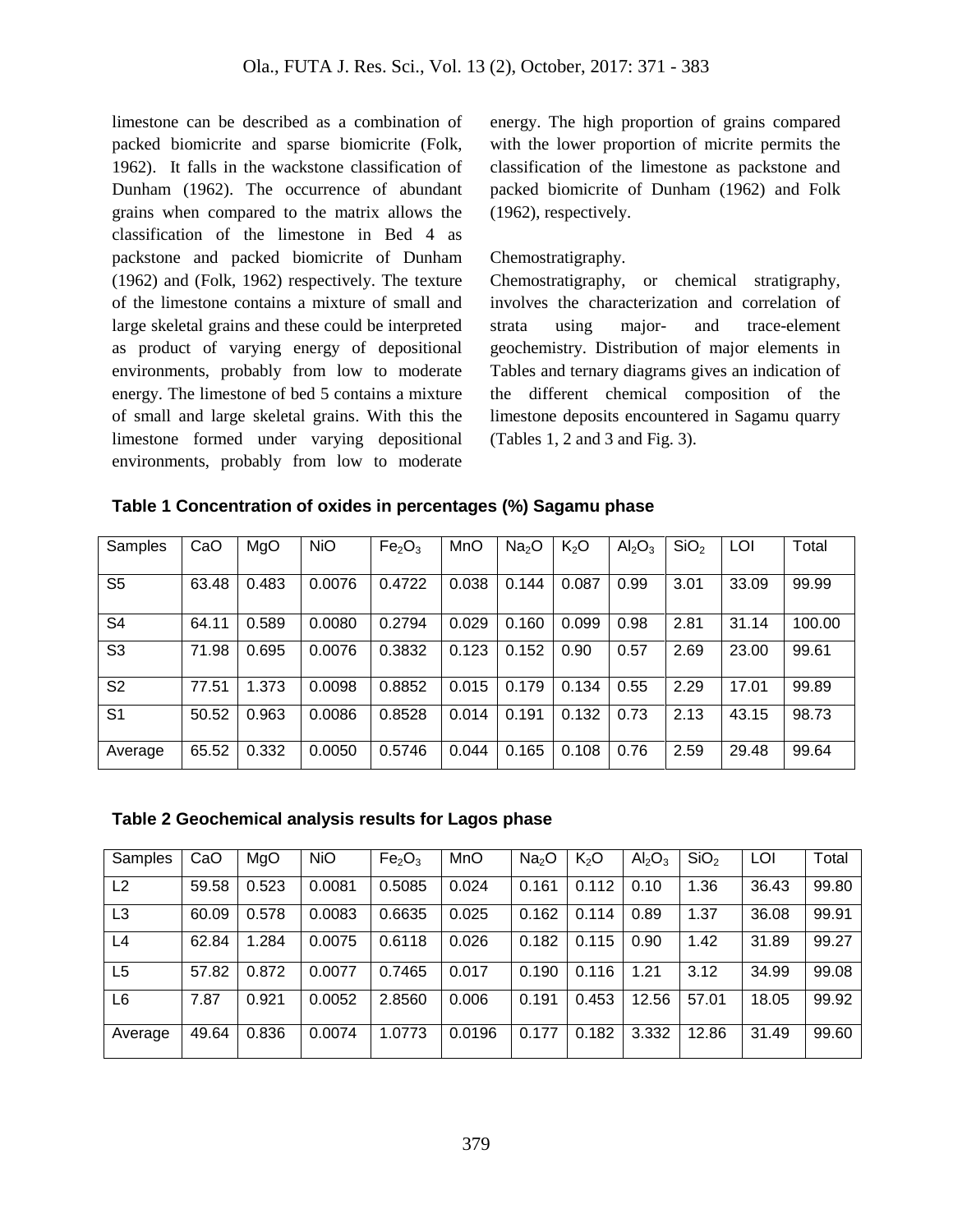limestone can be described as a combination of packed biomicrite and sparse biomicrite (Folk, 1962). It falls in the wackstone classification of Dunham (1962). The occurrence of abundant grains when compared to the matrix allows the classification of the limestone in Bed 4 as packstone and packed biomicrite of Dunham (1962) and (Folk, 1962) respectively. The texture of the limestone contains a mixture of small and large skeletal grains and these could be interpreted as product of varying energy of depositional environments, probably from low to moderate energy. The limestone of bed 5 contains a mixture of small and large skeletal grains. With this the limestone formed under varying depositional environments, probably from low to moderate energy. The high proportion of grains compared with the lower proportion of micrite permits the classification of the limestone as packstone and packed biomicrite of Dunham (1962) and Folk (1962), respectively.

Chemostratigraphy.

Chemostratigraphy, or chemical stratigraphy, involves the characterization and correlation of strata using major- and trace-element geochemistry. Distribution of major elements in Tables and ternary diagrams gives an indication of the different chemical composition of the limestone deposits encountered in Sagamu quarry (Tables 1, 2 and 3 and Fig. 3).

**Table 1 Concentration of oxides in percentages (%) Sagamu phase**

| Samples | CaO | MgO | NiO | $Fe_2O_3$ | MnO | $Na_2O$ | $K_2O$ | $Al_2O_3$ | $SiO_2$ | LOI | Total |
|---|---|---|---|---|---|---|---|---|---|---|---|
| S5 | 63.48 | 0.483 | 0.0076 | 0.4722 | 0.038 | 0.144 | 0.087 | 0.99 | 3.01 | 33.09 | 99.99 |
| S4 | 64.11 | 0.589 | 0.0080 | 0.2794 | 0.029 | 0.160 | 0.099 | 0.98 | 2.81 | 31.14 | 100.00 |
| S3 | 71.98 | 0.695 | 0.0076 | 0.3832 | 0.123 | 0.152 | 0.90 | 0.57 | 2.69 | 23.00 | 99.61 |
| S2 | 77.51 | 1.373 | 0.0098 | 0.8852 | 0.015 | 0.179 | 0.134 | 0.55 | 2.29 | 17.01 | 99.89 |
| S1 | 50.52 | 0.963 | 0.0086 | 0.8528 | 0.014 | 0.191 | 0.132 | 0.73 | 2.13 | 43.15 | 98.73 |
| Average | 65.52 | 0.332 | 0.0050 | 0.5746 | 0.044 | 0.165 | 0.108 | 0.76 | 2.59 | 29.48 | 99.64 |

**Table 2 Geochemical analysis results for Lagos phase**

| Samples | CaO | MgO | NiO | $Fe_2O_3$ | MnO | $Na_2O$ | $K_2O$ | $Al_2O_3$ | $SiO_2$ | LOI | Total |
|---|---|---|---|---|---|---|---|---|---|---|---|
| L2 | 59.58 | 0.523 | 0.0081 | 0.5085 | 0.024 | 0.161 | 0.112 | 0.10 | 1.36 | 36.43 | 99.80 |
| L3 | 60.09 | 0.578 | 0.0083 | 0.6635 | 0.025 | 0.162 | 0.114 | 0.89 | 1.37 | 36.08 | 99.91 |
| L4 | 62.84 | 1.284 | 0.0075 | 0.6118 | 0.026 | 0.182 | 0.115 | 0.90 | 1.42 | 31.89 | 99.27 |
| L5 | 57.82 | 0.872 | 0.0077 | 0.7465 | 0.017 | 0.190 | 0.116 | 1.21 | 3.12 | 34.99 | 99.08 |
| L6 | 7.87 | 0.921 | 0.0052 | 2.8560 | 0.006 | 0.191 | 0.453 | 12.56 | 57.01 | 18.05 | 99.92 |
| Average | 49.64 | 0.836 | 0.0074 | 1.0773 | 0.0196 | 0.177 | 0.182 | 3.332 | 12.86 | 31.49 | 99.60 |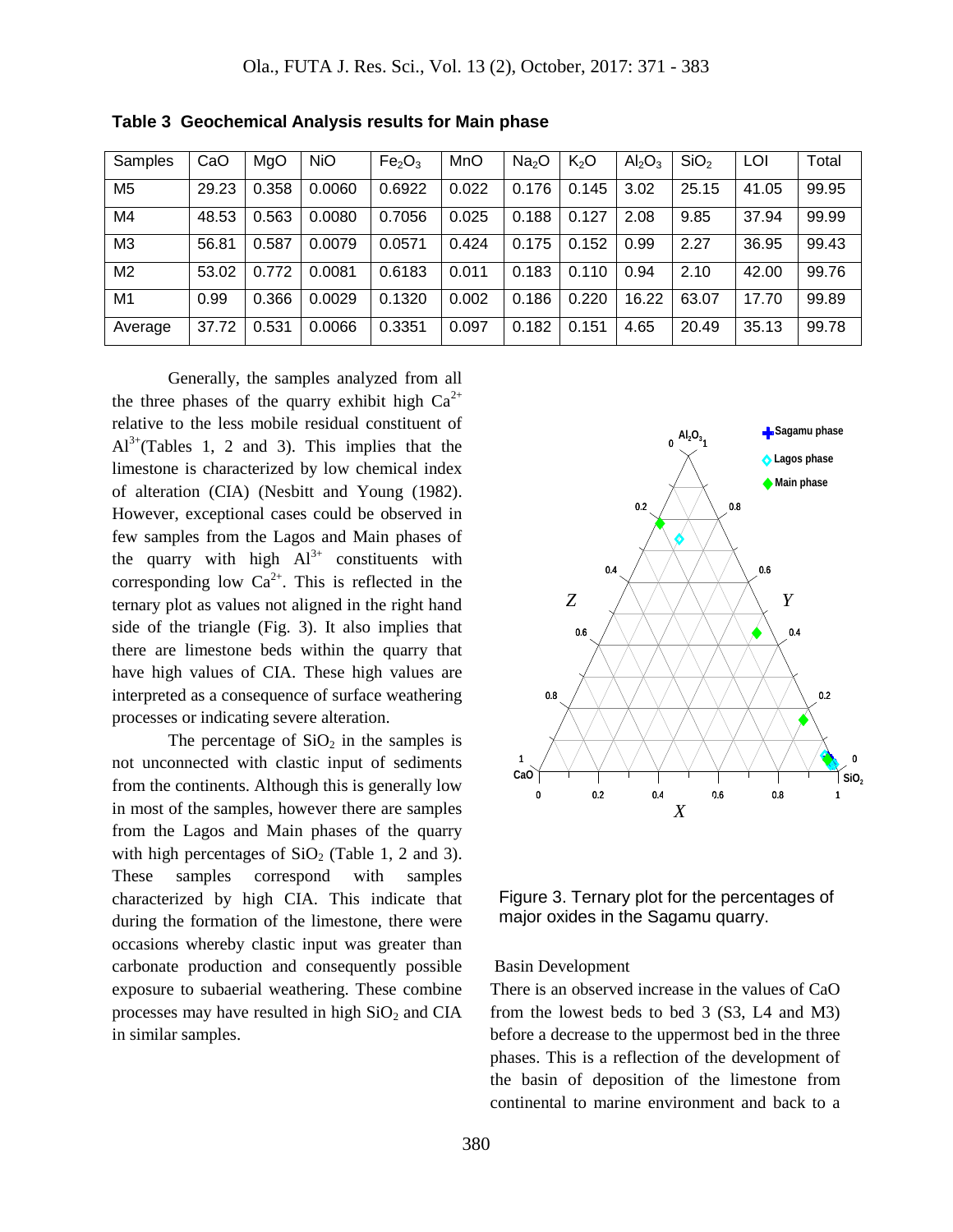**Table 3 Geochemical Analysis results for Main phase**

| Samples | CaO | MgO | NiO | $Fe_2O_3$ | MnO | $Na_2O$ | $K_2O$ | $Al_2O_3$ | $SiO_2$ | LOI | Total |
|---|---|---|---|---|---|---|---|---|---|---|---|
| M5 | 29.23 | 0.358 | 0.0060 | 0.6922 | 0.022 | 0.176 | 0.145 | 3.02 | 25.15 | 41.05 | 99.95 |
| M4 | 48.53 | 0.563 | 0.0080 | 0.7056 | 0.025 | 0.188 | 0.127 | 2.08 | 9.85 | 37.94 | 99.99 |
| M3 | 56.81 | 0.587 | 0.0079 | 0.0571 | 0.424 | 0.175 | 0.152 | 0.99 | 2.27 | 36.95 | 99.43 |
| M2 | 53.02 | 0.772 | 0.0081 | 0.6183 | 0.011 | 0.183 | 0.110 | 0.94 | 2.10 | 42.00 | 99.76 |
| M1 | 0.99 | 0.366 | 0.0029 | 0.1320 | 0.002 | 0.186 | 0.220 | 16.22 | 63.07 | 17.70 | 99.89 |
| Average | 37.72 | 0.531 | 0.0066 | 0.3351 | 0.097 | 0.182 | 0.151 | 4.65 | 20.49 | 35.13 | 99.78 |

Generally, the samples analyzed from all the three phases of the quarry exhibit high $Ca^{2+}$ relative to the less mobile residual constituent of $Al^{3+}$(Tables 1, 2 and 3). This implies that the limestone is characterized by low chemical index of alteration (CIA) (Nesbitt and Young (1982). However, exceptional cases could be observed in few samples from the Lagos and Main phases of the quarry with high $Al^{3+}$ constituents with corresponding low $Ca^{2+}$. This is reflected in the ternary plot as values not aligned in the right hand side of the triangle (Fig. 3). It also implies that there are limestone beds within the quarry that have high values of CIA. These high values are interpreted as a consequence of surface weathering processes or indicating severe alteration.

The percentage of $SiO_2$ in the samples is not unconnected with clastic input of sediments from the continents. Although this is generally low in most of the samples, however there are samples from the Lagos and Main phases of the quarry with high percentages of $SiO_2$ (Table 1, 2 and 3). These samples correspond with samples characterized by high CIA. This indicate that during the formation of the limestone, there were occasions whereby clastic input was greater than carbonate production and consequently possible exposure to subaerial weathering. These combine processes may have resulted in high $SiO_2$ and CIA in similar samples.

Figure 3. Ternary plot for the percentages of major oxides in the Sagamu quarry.

Basin Development

There is an observed increase in the values of CaO from the lowest beds to bed 3 (S3, L4 and M3) before a decrease to the uppermost bed in the three phases. This is a reflection of the development of the basin of deposition of the limestone from continental to marine environment and back to a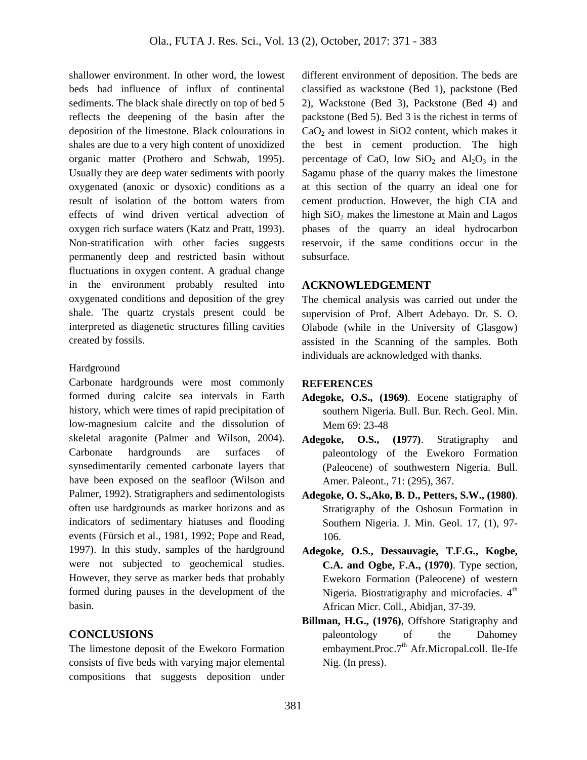shallower environment. In other word, the lowest beds had influence of influx of continental sediments. The black shale directly on top of bed 5 reflects the deepening of the basin after the deposition of the limestone. Black colourations in shales are due to a very high content of unoxidized organic matter (Prothero and Schwab, 1995). Usually they are deep water sediments with poorly oxygenated (anoxic or dysoxic) conditions as a result of isolation of the bottom waters from effects of wind driven vertical advection of oxygen rich surface waters (Katz and Pratt, 1993). Non-stratification with other facies suggests permanently deep and restricted basin without fluctuations in oxygen content. A gradual change in the environment probably resulted into oxygenated conditions and deposition of the grey shale. The quartz crystals present could be interpreted as diagenetic structures filling cavities created by fossils.

Hardground

Carbonate hardgrounds were most commonly formed during calcite sea intervals in Earth history, which were times of rapid precipitation of low-magnesium calcite and the dissolution of skeletal aragonite (Palmer and Wilson, 2004). Carbonate hardgrounds are surfaces of synsedimentarily cemented carbonate layers that have been exposed on the seafloor (Wilson and Palmer, 1992). Stratigraphers and sedimentologists often use hardgrounds as marker horizons and as indicators of sedimentary hiatuses and flooding events (Fürsich et al., 1981, 1992; Pope and Read, 1997). In this study, samples of the hardground were not subjected to geochemical studies. However, they serve as marker beds that probably formed during pauses in the development of the basin.

## CONCLUSIONS

The limestone deposit of the Ewekoro Formation consists of five beds with varying major elemental compositions that suggests deposition under different environment of deposition. The beds are classified as wackstone (Bed 1), packstone (Bed 2), Wackstone (Bed 3), Packstone (Bed 4) and packstone (Bed 5). Bed 3 is the richest in terms of $CaO_2$ and lowest in SiO2 content, which makes it the best in cement production. The high percentage of CaO, low $SiO_2$ and $Al_2O_3$ in the Sagamu phase of the quarry makes the limestone at this section of the quarry an ideal one for cement production. However, the high CIA and high $SiO_2$ makes the limestone at Main and Lagos phases of the quarry an ideal hydrocarbon reservoir, if the same conditions occur in the subsurface.

## ACKNOWLEDGEMENT

The chemical analysis was carried out under the supervision of Prof. Albert Adebayo. Dr. S. O. Olabode (while in the University of Glasgow) assisted in the Scanning of the samples. Both individuals are acknowledged with thanks.

## REFERENCES

**Adegoke, O.S., (1969)**. Eocene statigraphy of southern Nigeria. Bull. Bur. Rech. Geol. Min. Mem 69: 23-48

**Adegoke, O.S., (1977)**. Stratigraphy and paleontology of the Ewekoro Formation (Paleocene) of southwestern Nigeria. Bull. Amer. Paleont., 71: (295), 367.

**Adegoke, O. S.,Ako, B. D., Petters, S.W., (1980)**. Stratigraphy of the Oshosun Formation in Southern Nigeria. J. Min. Geol. 17, (1), 97-106.

**Adegoke, O.S., Dessauvagie, T.F.G., Kogbe, C.A. and Ogbe, F.A., (1970)**. Type section, Ewekoro Formation (Paleocene) of western Nigeria. Biostratigraphy and microfacies. 4th African Micr. Coll., Abidjan, 37-39.

**Billman, H.G., (1976)**, Offshore Statigraphy and paleontology of the Dahomey embayment.Proc.7th Afr.Micropal.coll. Ile-Ife Nig. (In press).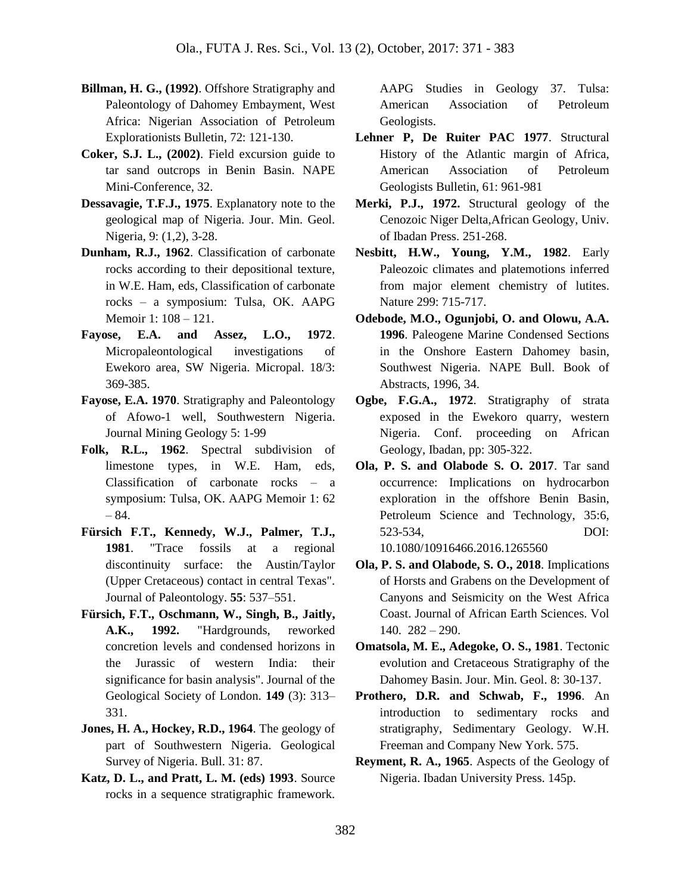**Billman, H. G., (1992)**. Offshore Stratigraphy and Paleontology of Dahomey Embayment, West Africa: Nigerian Association of Petroleum Explorationists Bulletin, 72: 121-130.

**Coker, S.J. L., (2002)**. Field excursion guide to tar sand outcrops in Benin Basin. NAPE Mini-Conference, 32.

**Dessavagie, T.F.J., 1975**. Explanatory note to the geological map of Nigeria. Jour. Min. Geol. Nigeria, 9: (1,2), 3-28.

**Dunham, R.J., 1962**. Classification of carbonate rocks according to their depositional texture, in W.E. Ham, eds, Classification of carbonate rocks – a symposium: Tulsa, OK. AAPG Memoir 1: 108 – 121.

**Fayose, E.A. and Assez, L.O., 1972**. Micropaleontological investigations of Ewekoro area, SW Nigeria. Micropal. 18/3: 369-385.

**Fayose, E.A. 1970**. Stratigraphy and Paleontology of Afowo-1 well, Southwestern Nigeria. Journal Mining Geology 5: 1-99

**Folk, R.L., 1962**. Spectral subdivision of limestone types, in W.E. Ham, eds, Classification of carbonate rocks – a symposium: Tulsa, OK. AAPG Memoir 1: 62 – 84.

**Fürsich F.T., Kennedy, W.J., Palmer, T.J., 1981**. "Trace fossils at a regional discontinuity surface: the Austin/Taylor (Upper Cretaceous) contact in central Texas". Journal of Paleontology. **55**: 537–551.

**Fürsich, F.T., Oschmann, W., Singh, B., Jaitly, A.K., 1992.** "Hardgrounds, reworked concretion levels and condensed horizons in the Jurassic of western India: their significance for basin analysis". Journal of the Geological Society of London. **149** (3): 313–331.

**Jones, H. A., Hockey, R.D., 1964**. The geology of part of Southwestern Nigeria. Geological Survey of Nigeria. Bull. 31: 87.

**Katz, D. L., and Pratt, L. M. (eds) 1993**. Source rocks in a sequence stratigraphic framework. AAPG Studies in Geology 37. Tulsa: American Association of Petroleum Geologists.

**Lehner P, De Ruiter PAC 1977**. Structural History of the Atlantic margin of Africa, American Association of Petroleum Geologists Bulletin, 61: 961-981

**Merki, P.J., 1972.** Structural geology of the Cenozoic Niger Delta,African Geology, Univ. of Ibadan Press. 251-268.

**Nesbitt, H.W., Young, Y.M., 1982**. Early Paleozoic climates and platemotions inferred from major element chemistry of lutites. Nature 299: 715-717.

**Odebode, M.O., Ogunjobi, O. and Olowu, A.A. 1996**. Paleogene Marine Condensed Sections in the Onshore Eastern Dahomey basin, Southwest Nigeria. NAPE Bull. Book of Abstracts, 1996, 34.

**Ogbe, F.G.A., 1972**. Stratigraphy of strata exposed in the Ewekoro quarry, western Nigeria. Conf. proceeding on African Geology, Ibadan, pp: 305-322.

**Ola, P. S. and Olabode S. O. 2017**. Tar sand occurrence: Implications on hydrocarbon exploration in the offshore Benin Basin, Petroleum Science and Technology, 35:6, 523-534, DOI: 10.1080/10916466.2016.1265560

**Ola, P. S. and Olabode, S. O., 2018**. Implications of Horsts and Grabens on the Development of Canyons and Seismicity on the West Africa Coast. Journal of African Earth Sciences. Vol 140. 282 – 290.

**Omatsola, M. E., Adegoke, O. S., 1981**. Tectonic evolution and Cretaceous Stratigraphy of the Dahomey Basin. Jour. Min. Geol. 8: 30-137.

**Prothero, D.R. and Schwab, F., 1996**. An introduction to sedimentary rocks and stratigraphy, Sedimentary Geology. W.H. Freeman and Company New York. 575.

**Reyment, R. A., 1965**. Aspects of the Geology of Nigeria. Ibadan University Press. 145p.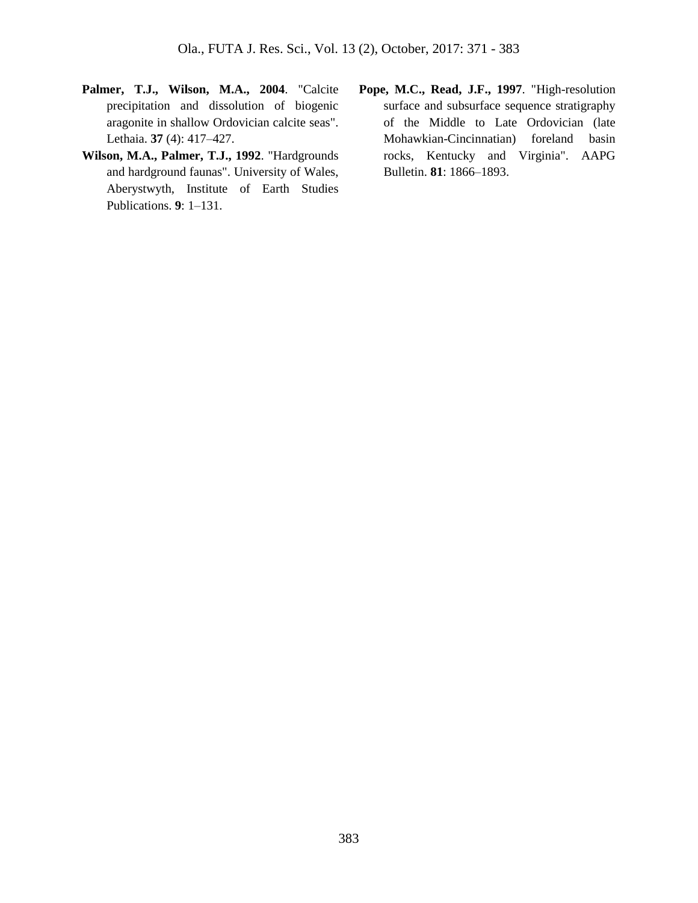**Palmer, T.J., Wilson, M.A., 2004**. "Calcite precipitation and dissolution of biogenic aragonite in shallow Ordovician calcite seas". Lethaia. **37** (4): 417–427.

**Wilson, M.A., Palmer, T.J., 1992**. "Hardgrounds and hardground faunas". University of Wales, Aberystwyth, Institute of Earth Studies Publications. **9**: 1–131.

**Pope, M.C., Read, J.F., 1997**. "High-resolution surface and subsurface sequence stratigraphy of the Middle to Late Ordovician (late Mohawkian-Cincinnatian) foreland basin rocks, Kentucky and Virginia". AAPG Bulletin. **81**: 1866–1893.